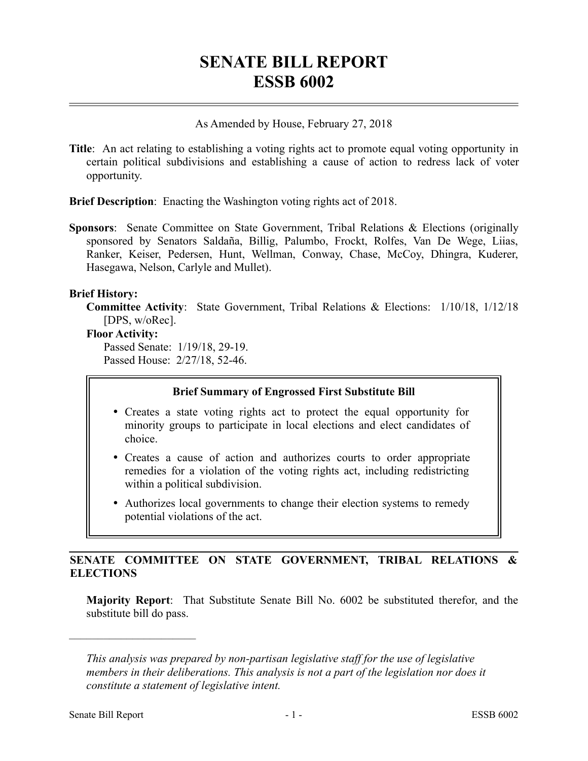# SENATE BILL REPORT
# ESSB 6002

As Amended by House, February 27, 2018

**Title**: An act relating to establishing a voting rights act to promote equal voting opportunity in certain political subdivisions and establishing a cause of action to redress lack of voter opportunity.

**Brief Description**: Enacting the Washington voting rights act of 2018.

**Sponsors**: Senate Committee on State Government, Tribal Relations & Elections (originally sponsored by Senators Saldaña, Billig, Palumbo, Frockt, Rolfes, Van De Wege, Liias, Ranker, Keiser, Pedersen, Hunt, Wellman, Conway, Chase, McCoy, Dhingra, Kuderer, Hasegawa, Nelson, Carlyle and Mullet).

**Brief History:**

**Committee Activity**: State Government, Tribal Relations & Elections: 1/10/18, 1/12/18 [DPS, w/oRec].

**Floor Activity:**

Passed Senate: 1/19/18, 29-19.
Passed House: 2/27/18, 52-46.

**Brief Summary of Engrossed First Substitute Bill**

- Creates a state voting rights act to protect the equal opportunity for minority groups to participate in local elections and elect candidates of choice.
- Creates a cause of action and authorizes courts to order appropriate remedies for a violation of the voting rights act, including redistricting within a political subdivision.
- Authorizes local governments to change their election systems to remedy potential violations of the act.

## SENATE COMMITTEE ON STATE GOVERNMENT, TRIBAL RELATIONS & ELECTIONS

**Majority Report**: That Substitute Senate Bill No. 6002 be substituted therefor, and the substitute bill do pass.

---

*This analysis was prepared by non-partisan legislative staff for the use of legislative members in their deliberations. This analysis is not a part of the legislation nor does it constitute a statement of legislative intent.*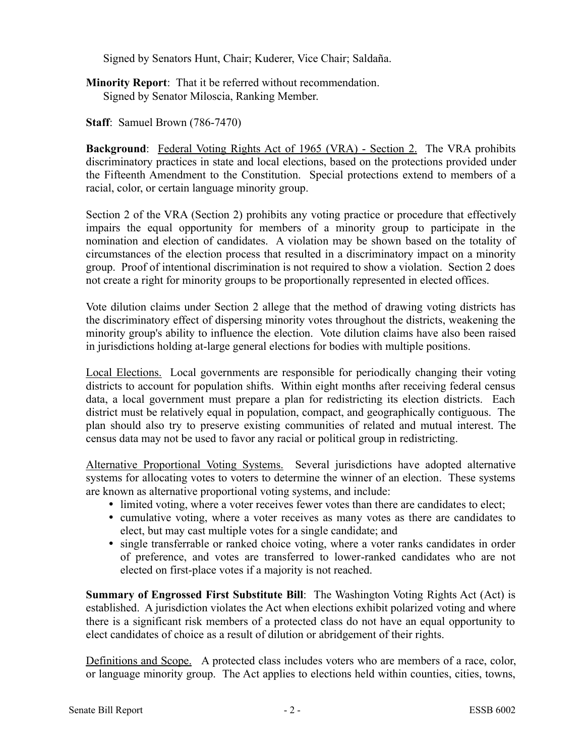Signed by Senators Hunt, Chair; Kuderer, Vice Chair; Saldaña.

**Minority Report**: That it be referred without recommendation.
Signed by Senator Miloscia, Ranking Member.

**Staff**: Samuel Brown (786-7470)

**Background**: Federal Voting Rights Act of 1965 (VRA) - Section 2. The VRA prohibits discriminatory practices in state and local elections, based on the protections provided under the Fifteenth Amendment to the Constitution. Special protections extend to members of a racial, color, or certain language minority group.

Section 2 of the VRA (Section 2) prohibits any voting practice or procedure that effectively impairs the equal opportunity for members of a minority group to participate in the nomination and election of candidates. A violation may be shown based on the totality of circumstances of the election process that resulted in a discriminatory impact on a minority group. Proof of intentional discrimination is not required to show a violation. Section 2 does not create a right for minority groups to be proportionally represented in elected offices.

Vote dilution claims under Section 2 allege that the method of drawing voting districts has the discriminatory effect of dispersing minority votes throughout the districts, weakening the minority group's ability to influence the election. Vote dilution claims have also been raised in jurisdictions holding at-large general elections for bodies with multiple positions.

Local Elections. Local governments are responsible for periodically changing their voting districts to account for population shifts. Within eight months after receiving federal census data, a local government must prepare a plan for redistricting its election districts. Each district must be relatively equal in population, compact, and geographically contiguous. The plan should also try to preserve existing communities of related and mutual interest. The census data may not be used to favor any racial or political group in redistricting.

Alternative Proportional Voting Systems. Several jurisdictions have adopted alternative systems for allocating votes to voters to determine the winner of an election. These systems are known as alternative proportional voting systems, and include:

- limited voting, where a voter receives fewer votes than there are candidates to elect;
- cumulative voting, where a voter receives as many votes as there are candidates to elect, but may cast multiple votes for a single candidate; and
- single transferrable or ranked choice voting, where a voter ranks candidates in order of preference, and votes are transferred to lower-ranked candidates who are not elected on first-place votes if a majority is not reached.

**Summary of Engrossed First Substitute Bill**: The Washington Voting Rights Act (Act) is established. A jurisdiction violates the Act when elections exhibit polarized voting and where there is a significant risk members of a protected class do not have an equal opportunity to elect candidates of choice as a result of dilution or abridgement of their rights.

Definitions and Scope. A protected class includes voters who are members of a race, color, or language minority group. The Act applies to elections held within counties, cities, towns,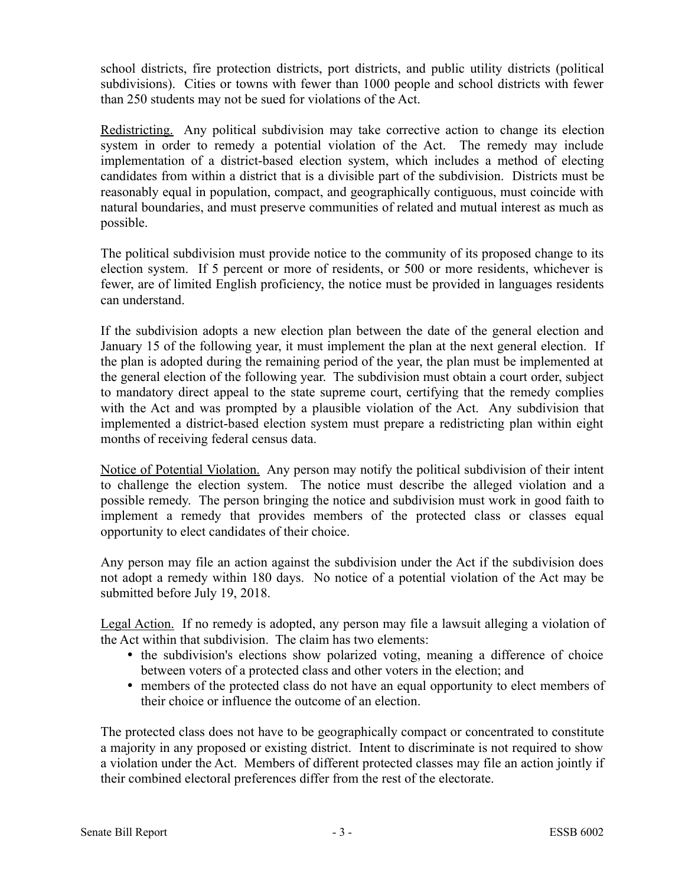school districts, fire protection districts, port districts, and public utility districts (political subdivisions). Cities or towns with fewer than 1000 people and school districts with fewer than 250 students may not be sued for violations of the Act.

Redistricting. Any political subdivision may take corrective action to change its election system in order to remedy a potential violation of the Act. The remedy may include implementation of a district-based election system, which includes a method of electing candidates from within a district that is a divisible part of the subdivision. Districts must be reasonably equal in population, compact, and geographically contiguous, must coincide with natural boundaries, and must preserve communities of related and mutual interest as much as possible.

The political subdivision must provide notice to the community of its proposed change to its election system. If 5 percent or more of residents, or 500 or more residents, whichever is fewer, are of limited English proficiency, the notice must be provided in languages residents can understand.

If the subdivision adopts a new election plan between the date of the general election and January 15 of the following year, it must implement the plan at the next general election. If the plan is adopted during the remaining period of the year, the plan must be implemented at the general election of the following year. The subdivision must obtain a court order, subject to mandatory direct appeal to the state supreme court, certifying that the remedy complies with the Act and was prompted by a plausible violation of the Act. Any subdivision that implemented a district-based election system must prepare a redistricting plan within eight months of receiving federal census data.

Notice of Potential Violation. Any person may notify the political subdivision of their intent to challenge the election system. The notice must describe the alleged violation and a possible remedy. The person bringing the notice and subdivision must work in good faith to implement a remedy that provides members of the protected class or classes equal opportunity to elect candidates of their choice.

Any person may file an action against the subdivision under the Act if the subdivision does not adopt a remedy within 180 days. No notice of a potential violation of the Act may be submitted before July 19, 2018.

Legal Action. If no remedy is adopted, any person may file a lawsuit alleging a violation of the Act within that subdivision. The claim has two elements:

- the subdivision's elections show polarized voting, meaning a difference of choice between voters of a protected class and other voters in the election; and
- members of the protected class do not have an equal opportunity to elect members of their choice or influence the outcome of an election.

The protected class does not have to be geographically compact or concentrated to constitute a majority in any proposed or existing district. Intent to discriminate is not required to show a violation under the Act. Members of different protected classes may file an action jointly if their combined electoral preferences differ from the rest of the electorate.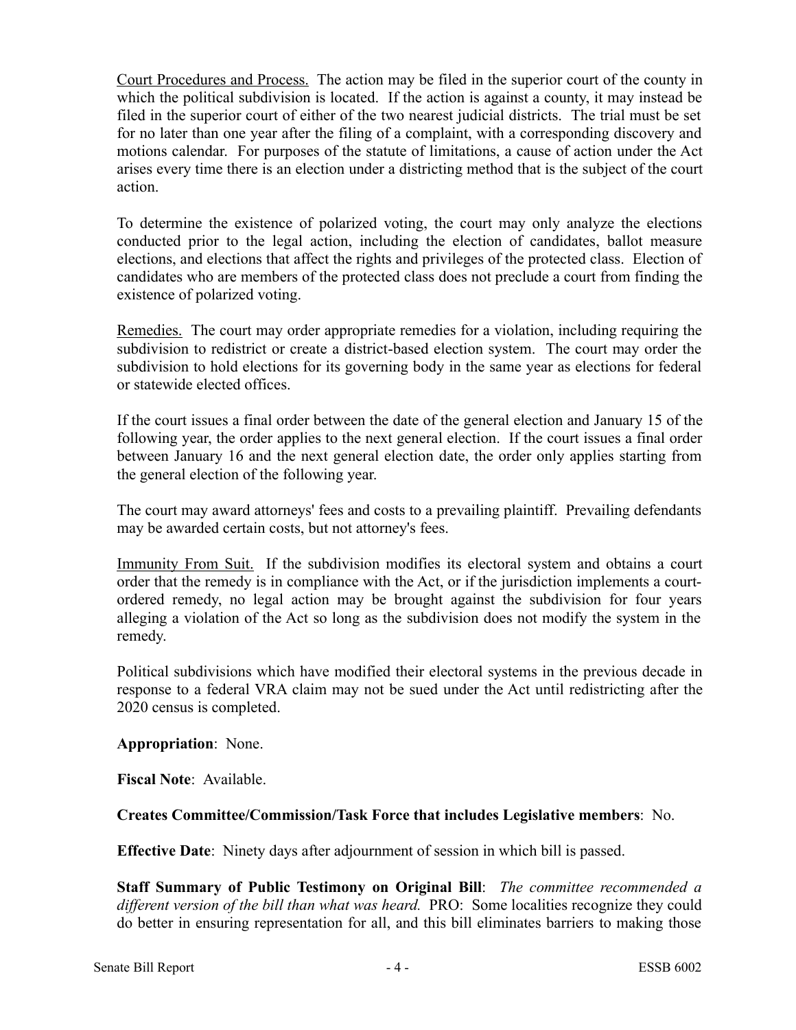Court Procedures and Process. The action may be filed in the superior court of the county in which the political subdivision is located. If the action is against a county, it may instead be filed in the superior court of either of the two nearest judicial districts. The trial must be set for no later than one year after the filing of a complaint, with a corresponding discovery and motions calendar. For purposes of the statute of limitations, a cause of action under the Act arises every time there is an election under a districting method that is the subject of the court action.

To determine the existence of polarized voting, the court may only analyze the elections conducted prior to the legal action, including the election of candidates, ballot measure elections, and elections that affect the rights and privileges of the protected class. Election of candidates who are members of the protected class does not preclude a court from finding the existence of polarized voting.

Remedies. The court may order appropriate remedies for a violation, including requiring the subdivision to redistrict or create a district-based election system. The court may order the subdivision to hold elections for its governing body in the same year as elections for federal or statewide elected offices.

If the court issues a final order between the date of the general election and January 15 of the following year, the order applies to the next general election. If the court issues a final order between January 16 and the next general election date, the order only applies starting from the general election of the following year.

The court may award attorneys' fees and costs to a prevailing plaintiff. Prevailing defendants may be awarded certain costs, but not attorney's fees.

Immunity From Suit. If the subdivision modifies its electoral system and obtains a court order that the remedy is in compliance with the Act, or if the jurisdiction implements a court-ordered remedy, no legal action may be brought against the subdivision for four years alleging a violation of the Act so long as the subdivision does not modify the system in the remedy.

Political subdivisions which have modified their electoral systems in the previous decade in response to a federal VRA claim may not be sued under the Act until redistricting after the 2020 census is completed.

**Appropriation**: None.

**Fiscal Note**: Available.

**Creates Committee/Commission/Task Force that includes Legislative members**: No.

**Effective Date**: Ninety days after adjournment of session in which bill is passed.

**Staff Summary of Public Testimony on Original Bill**: *The committee recommended a different version of the bill than what was heard.* PRO: Some localities recognize they could do better in ensuring representation for all, and this bill eliminates barriers to making those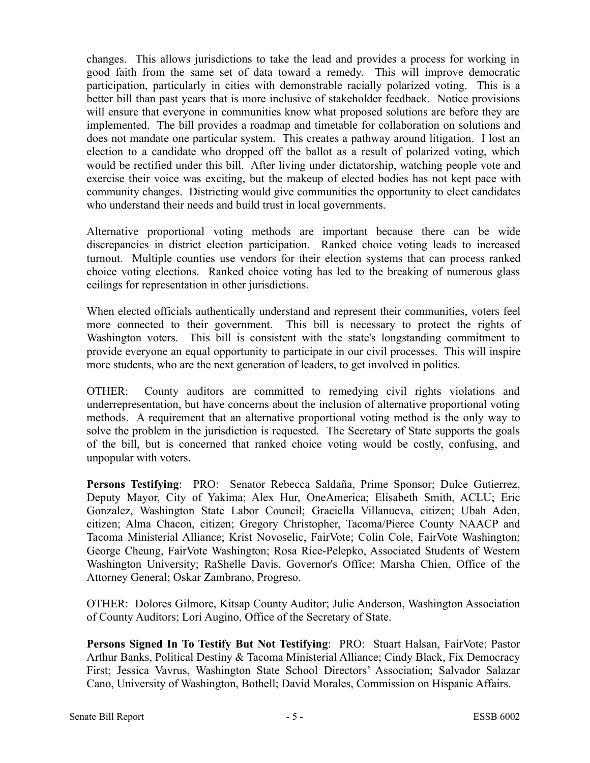changes. This allows jurisdictions to take the lead and provides a process for working in good faith from the same set of data toward a remedy. This will improve democratic participation, particularly in cities with demonstrable racially polarized voting. This is a better bill than past years that is more inclusive of stakeholder feedback. Notice provisions will ensure that everyone in communities know what proposed solutions are before they are implemented. The bill provides a roadmap and timetable for collaboration on solutions and does not mandate one particular system. This creates a pathway around litigation. I lost an election to a candidate who dropped off the ballot as a result of polarized voting, which would be rectified under this bill. After living under dictatorship, watching people vote and exercise their voice was exciting, but the makeup of elected bodies has not kept pace with community changes. Districting would give communities the opportunity to elect candidates who understand their needs and build trust in local governments.

Alternative proportional voting methods are important because there can be wide discrepancies in district election participation. Ranked choice voting leads to increased turnout. Multiple counties use vendors for their election systems that can process ranked choice voting elections. Ranked choice voting has led to the breaking of numerous glass ceilings for representation in other jurisdictions.

When elected officials authentically understand and represent their communities, voters feel more connected to their government. This bill is necessary to protect the rights of Washington voters. This bill is consistent with the state's longstanding commitment to provide everyone an equal opportunity to participate in our civil processes. This will inspire more students, who are the next generation of leaders, to get involved in politics.

OTHER: County auditors are committed to remedying civil rights violations and underrepresentation, but have concerns about the inclusion of alternative proportional voting methods. A requirement that an alternative proportional voting method is the only way to solve the problem in the jurisdiction is requested. The Secretary of State supports the goals of the bill, but is concerned that ranked choice voting would be costly, confusing, and unpopular with voters.

**Persons Testifying**: PRO: Senator Rebecca Saldaña, Prime Sponsor; Dulce Gutierrez, Deputy Mayor, City of Yakima; Alex Hur, OneAmerica; Elisabeth Smith, ACLU; Eric Gonzalez, Washington State Labor Council; Graciella Villanueva, citizen; Ubah Aden, citizen; Alma Chacon, citizen; Gregory Christopher, Tacoma/Pierce County NAACP and Tacoma Ministerial Alliance; Krist Novoselic, FairVote; Colin Cole, FairVote Washington; George Cheung, FairVote Washington; Rosa Rice-Pelepko, Associated Students of Western Washington University; RaShelle Davis, Governor's Office; Marsha Chien, Office of the Attorney General; Oskar Zambrano, Progreso.

OTHER: Dolores Gilmore, Kitsap County Auditor; Julie Anderson, Washington Association of County Auditors; Lori Augino, Office of the Secretary of State.

**Persons Signed In To Testify But Not Testifying**: PRO: Stuart Halsan, FairVote; Pastor Arthur Banks, Political Destiny & Tacoma Ministerial Alliance; Cindy Black, Fix Democracy First; Jessica Vavrus, Washington State School Directors' Association; Salvador Salazar Cano, University of Washington, Bothell; David Morales, Commission on Hispanic Affairs.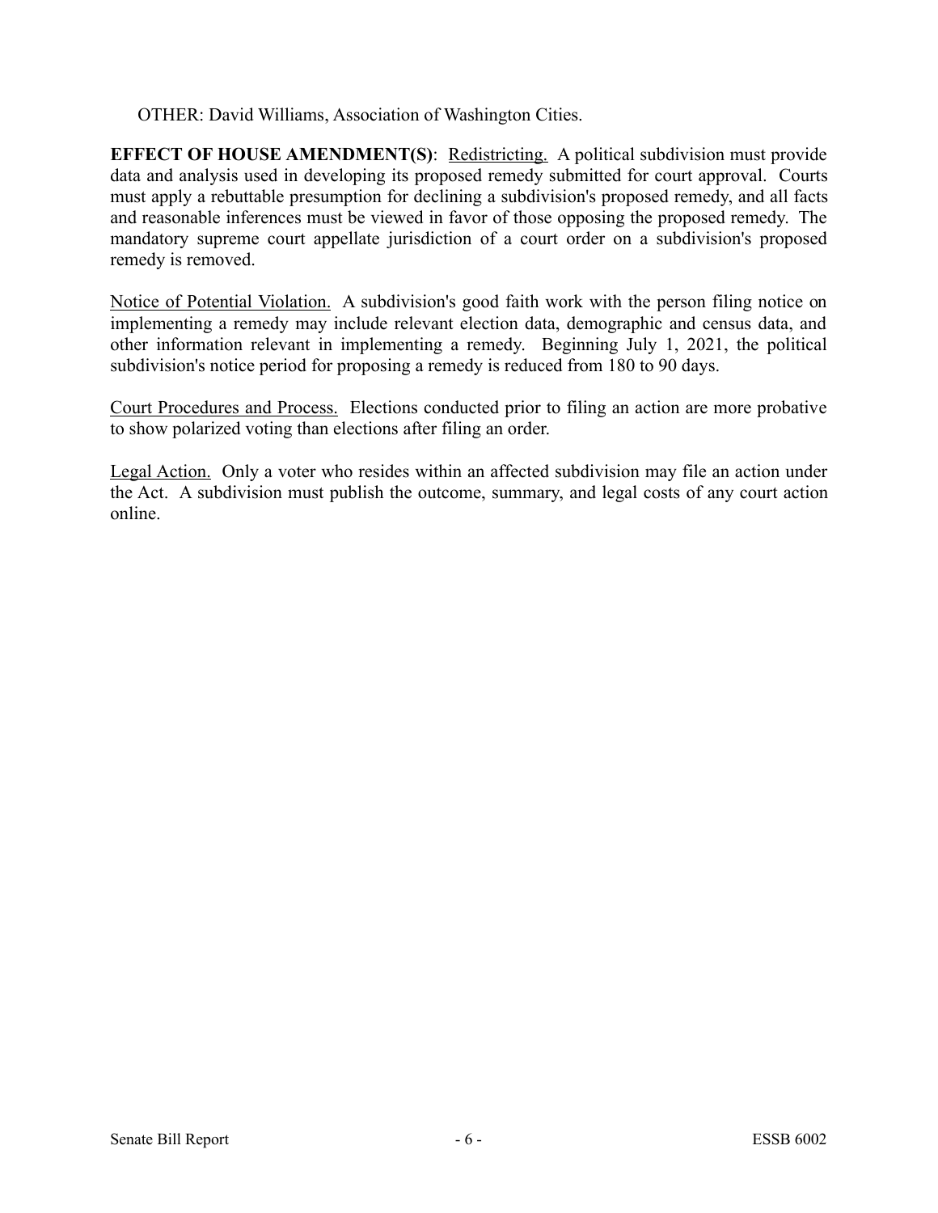OTHER: David Williams, Association of Washington Cities.

**EFFECT OF HOUSE AMENDMENT(S)**: Redistricting. A political subdivision must provide data and analysis used in developing its proposed remedy submitted for court approval. Courts must apply a rebuttable presumption for declining a subdivision's proposed remedy, and all facts and reasonable inferences must be viewed in favor of those opposing the proposed remedy. The mandatory supreme court appellate jurisdiction of a court order on a subdivision's proposed remedy is removed.

Notice of Potential Violation. A subdivision's good faith work with the person filing notice on implementing a remedy may include relevant election data, demographic and census data, and other information relevant in implementing a remedy. Beginning July 1, 2021, the political subdivision's notice period for proposing a remedy is reduced from 180 to 90 days.

Court Procedures and Process. Elections conducted prior to filing an action are more probative to show polarized voting than elections after filing an order.

Legal Action. Only a voter who resides within an affected subdivision may file an action under the Act. A subdivision must publish the outcome, summary, and legal costs of any court action online.